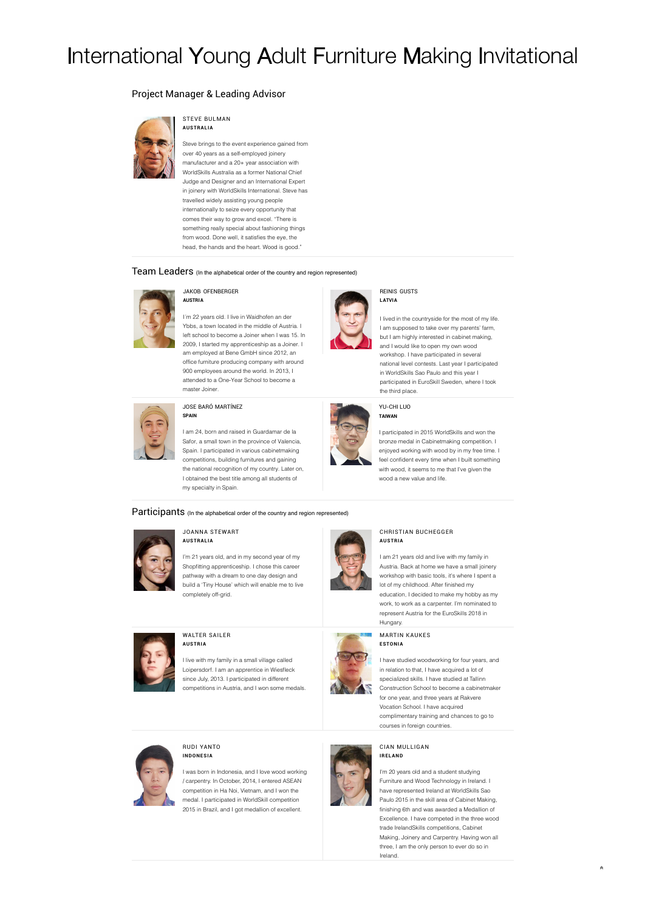# International Young Adult Furniture Making Invitational

## Project Manager & Leading Advisor

STEVE BULMAN
**AUSTRALIA**

Steve brings to the event experience gained from over 40 years as a self-employed joinery manufacturer and a 20+ year association with WorldSkills Australia as a former National Chief Judge and Designer and an International Expert in joinery with WorldSkills International. Steve has travelled widely assisting young people internationally to seize every opportunity that comes their way to grow and excel. "There is something really special about fashioning things from wood. Done well, it satisfies the eye, the head, the hands and the heart. Wood is good."

## Team Leaders (In the alphabetical order of the country and region represented)

JAKOB OFENBERGER
**AUSTRIA**

I´m 22 years old. I live in Waidhofen an der Ybbs, a town located in the middle of Austria. I left school to become a Joiner when I was 15. In 2009, I started my apprenticeship as a Joiner. I am employed at Bene GmbH since 2012, an office furniture producing company with around 900 employees around the world. In 2013, I attended to a One-Year School to become a master Joiner.

REINIS GUSTS
**LATVIA**

I lived in the countryside for the most of my life. I am supposed to take over my parents' farm, but I am highly interested in cabinet making, and I would like to open my own wood workshop. I have participated in several national level contests. Last year I participated in WorldSkills Sao Paulo and this year I participated in EuroSkill Sweden, where I took the third place.

JOSE BARÓ MARTÍNEZ
**SPAIN**

I am 24, born and raised in Guardamar de la Safor, a small town in the province of Valencia, Spain. I participated in various cabinetmaking competitions, building furnitures and gaining the national recognition of my country. Later on, I obtained the best title among all students of my specialty in Spain.

YU-CHI LUO
**TAIWAN**

I participated in 2015 WorldSkills and won the bronze medal in Cabinetmaking competition. I enjoyed working with wood by in my free time. I feel confident every time when I built something with wood, it seems to me that I've given the wood a new value and life.

## Participants (In the alphabetical order of the country and region represented)

JOANNA STEWART
**AUSTRALIA**

I'm 21 years old, and in my second year of my Shopfitting apprenticeship. I chose this career pathway with a dream to one day design and build a 'Tiny House' which will enable me to live completely off-grid.

CHRISTIAN BUCHEGGER
**AUSTRIA**

I am 21 years old and live with my family in Austria. Back at home we have a small joinery workshop with basic tools, it's where I spent a lot of my childhood. After finished my education, I decided to make my hobby as my work, to work as a carpenter. I'm nominated to represent Austria for the EuroSkills 2018 in Hungary.

WALTER SAILER
**AUSTRIA**

I live with my family in a small village called Loipersdorf. I am an apprentice in Wiesfleck since July, 2013. I participated in different competitions in Austria, and I won some medals.

MARTIN KAUKES
**ESTONIA**

I have studied woodworking for four years, and in relation to that, I have acquired a lot of specialized skills. I have studied at Tallinn Construction School to become a cabinetmaker for one year, and three years at Rakvere Vocation School. I have acquired complimentary training and chances to go to courses in foreign countries.

RUDI YANTO
**INDONESIA**

I was born in Indonesia, and I love wood working / carpentry. In October, 2014, I entered ASEAN competition in Ha Noi, Vietnam, and I won the medal. I participated in WorldSkill competition 2015 in Brazil, and I got medallion of excellent.

CIAN MULLIGAN
**IRELAND**

I'm 20 years old and a student studying Furniture and Wood Technology in Ireland. I have represented Ireland at WorldSkills Sao Paulo 2015 in the skill area of Cabinet Making, finishing 6th and was awarded a Medallion of Excellence. I have competed in the three wood trade IrelandSkills competitions, Cabinet Making, Joinery and Carpentry. Having won all three, I am the only person to ever do so in Ireland.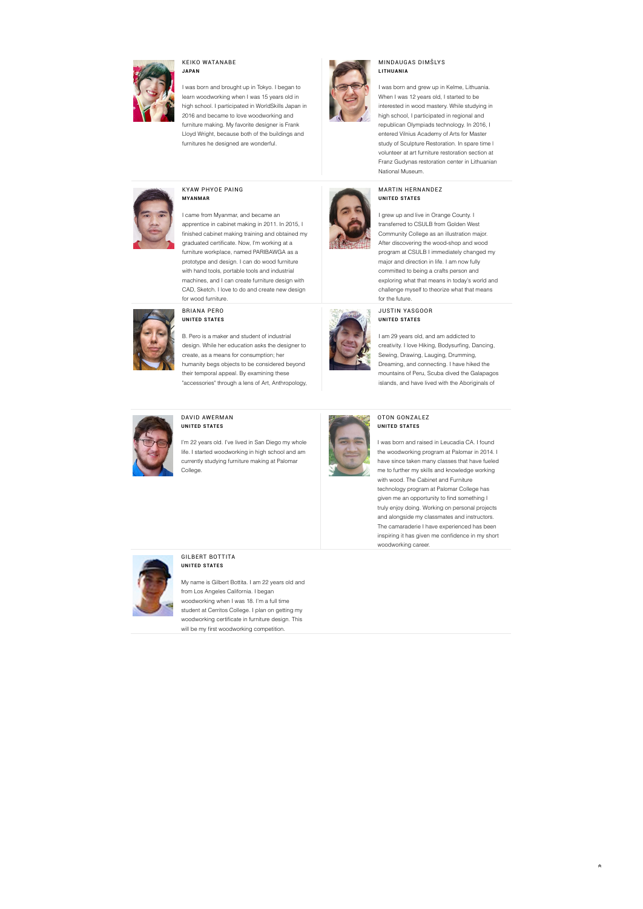### KEIKO WATANABE
**JAPAN**

I was born and brought up in Tokyo. I began to learn woodworking when I was 15 years old in high school. I participated in WorldSkills Japan in 2016 and became to love woodworking and furniture making. My favorite designer is Frank Lloyd Wright, because both of the buildings and furnitures he designed are wonderful.

### MINDAUGAS DIMŠLYS
**LITHUANIA**

I was born and grew up in Kelme, Lithuania. When I was 12 years old, I started to be interested in wood mastery. While studying in high school, I participated in regional and republican Olympiads technology. In 2016, I entered Vilnius Academy of Arts for Master study of Sculpture Restoration. In spare time I volunteer at art furniture restoration section at Franz Gudynas restoration center in Lithuanian National Museum.

### KYAW PHYOE PAING
**MYANMAR**

I came from Myanmar, and became an apprentice in cabinet making in 2011. In 2015, I finished cabinet making training and obtained my graduated certificate. Now, I'm working at a furniture workplace, named PARIBAWGA as a prototype and design. I can do wood furniture with hand tools, portable tools and industrial machines, and I can create furniture design with CAD, Sketch. I love to do and create new design for wood furniture.

### MARTIN HERNANDEZ
**UNITED STATES**

I grew up and live in Orange County. I transferred to CSULB from Golden West Community College as an illustration major. After discovering the wood-shop and wood program at CSULB I immediately changed my major and direction in life. I am now fully committed to being a crafts person and exploring what that means in today's world and challenge myself to theorize what that means for the future.

### BRIANA PERO
**UNITED STATES**

B. Pero is a maker and student of industrial design. While her education asks the designer to create, as a means for consumption; her humanity begs objects to be considered beyond their temporal appeal. By examining these "accessories" through a lens of Art, Anthropology,

### JUSTIN YASGOOR
**UNITED STATES**

I am 29 years old, and am addicted to creativity. I love Hiking, Bodysurfing, Dancing, Sewing, Drawing, Laughing, Drumming, Dreaming, and connecting. I have hiked the mountains of Peru, Scuba dived the Galapagos islands, and have lived with the Aboriginals of

### DAVID AWERMAN
**UNITED STATES**

I'm 22 years old. I've lived in San Diego my whole life. I started woodworking in high school and am currently studying furniture making at Palomar College.

### OTON GONZALEZ
**UNITED STATES**

I was born and raised in Leucadia CA. I found the woodworking program at Palomar in 2014. I have since taken many classes that have fueled me to further my skills and knowledge working with wood. The Cabinet and Furniture technology program at Palomar College has given me an opportunity to find something I truly enjoy doing. Working on personal projects and alongside my classmates and instructors. The camaraderie I have experienced has been inspiring it has given me confidence in my short woodworking career.

### GILBERT BOTTITA
**UNITED STATES**

My name is Gilbert Bottita. I am 22 years old and from Los Angeles California. I began woodworking when I was 18. I'm a full time student at Cerritos College. I plan on getting my woodworking certificate in furniture design. This will be my first woodworking competition.